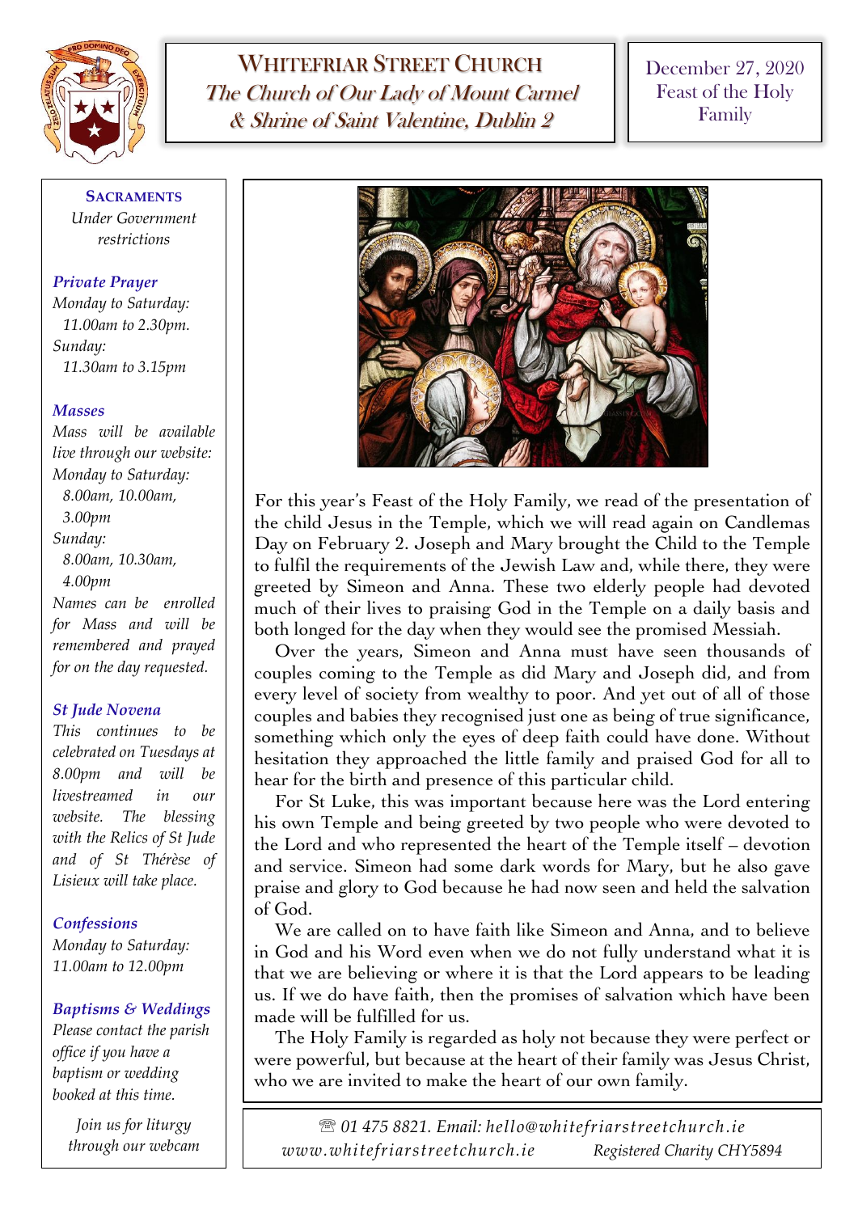# WHITEFRIAR STREET CHURCH

*The Church of Our Lady of Mount Carmel & Shrine of Saint Valentine, Dublin 2*

December 27, 2020
Feast of the Holy Family

**SACRAMENTS**
*Under Government restrictions*

***Private Prayer***
*Monday to Saturday:*
*11.00am to 2.30pm.*
*Sunday:*
*11.30am to 3.15pm*

***Masses***
*Mass will be available live through our website:*
*Monday to Saturday:*
*8.00am, 10.00am, 3.00pm*
*Sunday:*
*8.00am, 10.30am, 4.00pm*
*Names can be enrolled for Mass and will be remembered and prayed for on the day requested.*

***St Jude Novena***
*This continues to be celebrated on Tuesdays at 8.00pm and will be livestreamed in our website. The blessing with the Relics of St Jude and of St Thérèse of Lisieux will take place.*

***Confessions***
*Monday to Saturday:*
*11.00am to 12.00pm*

***Baptisms & Weddings***
*Please contact the parish office if you have a baptism or wedding booked at this time.*

*Join us for liturgy through our webcam*

For this year's Feast of the Holy Family, we read of the presentation of the child Jesus in the Temple, which we will read again on Candlemas Day on February 2. Joseph and Mary brought the Child to the Temple to fulfil the requirements of the Jewish Law and, while there, they were greeted by Simeon and Anna. These two elderly people had devoted much of their lives to praising God in the Temple on a daily basis and both longed for the day when they would see the promised Messiah.

Over the years, Simeon and Anna must have seen thousands of couples coming to the Temple as did Mary and Joseph did, and from every level of society from wealthy to poor. And yet out of all of those couples and babies they recognised just one as being of true significance, something which only the eyes of deep faith could have done. Without hesitation they approached the little family and praised God for all to hear for the birth and presence of this particular child.

For St Luke, this was important because here was the Lord entering his own Temple and being greeted by two people who were devoted to the Lord and who represented the heart of the Temple itself – devotion and service. Simeon had some dark words for Mary, but he also gave praise and glory to God because he had now seen and held the salvation of God.

We are called on to have faith like Simeon and Anna, and to believe in God and his Word even when we do not fully understand what it is that we are believing or where it is that the Lord appears to be leading us. If we do have faith, then the promises of salvation which have been made will be fulfilled for us.

The Holy Family is regarded as holy not because they were perfect or were powerful, but because at the heart of their family was Jesus Christ, who we are invited to make the heart of our own family.

*☏ 01 475 8821. Email: hello@whitefriarstreetchurch.ie*
*www.whitefriarstreetchurch.ie* *Registered Charity CHY5894*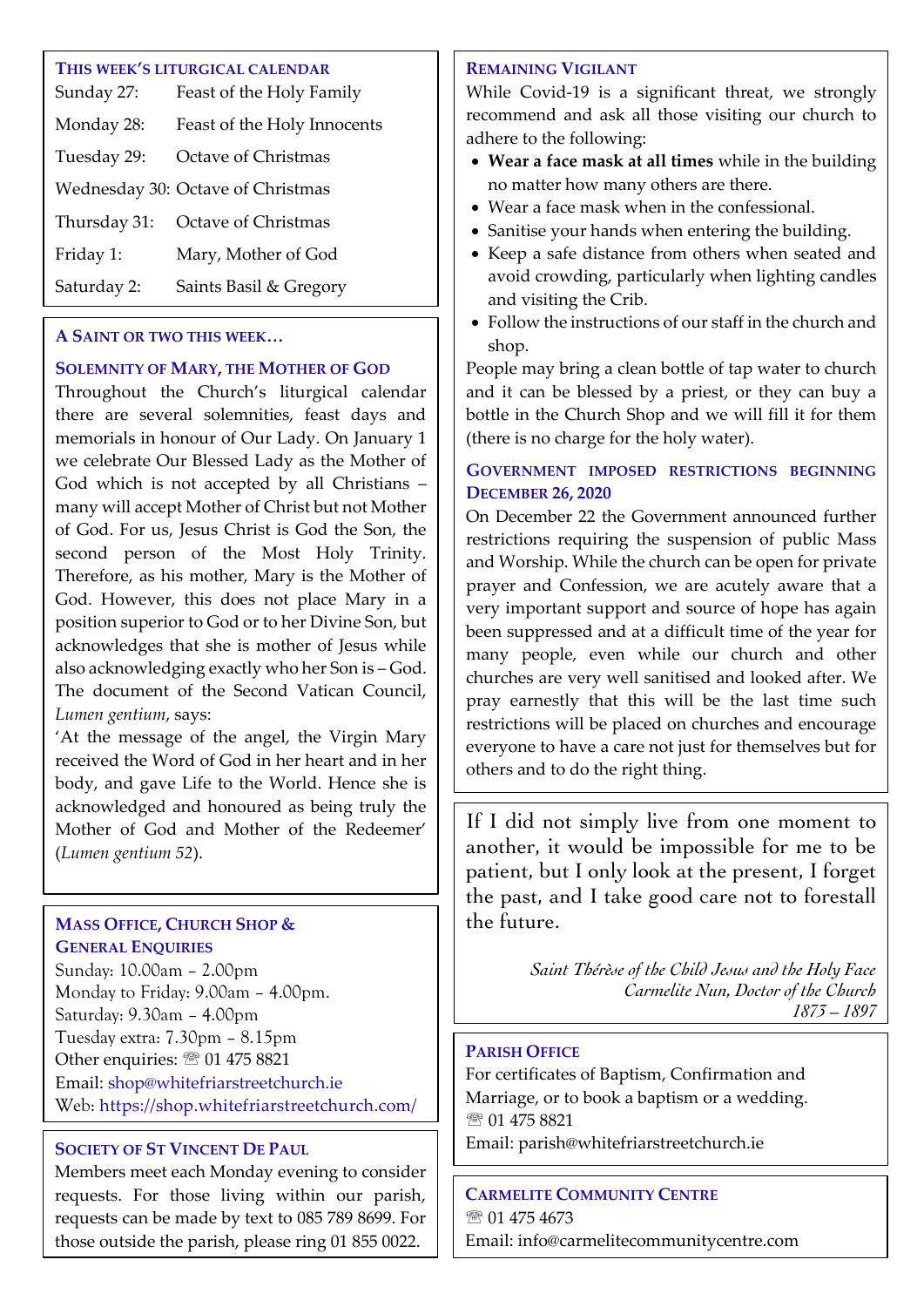## This week's liturgical calendar

| | |
|---|---|
| Sunday 27: | Feast of the Holy Family |
| Monday 28: | Feast of the Holy Innocents |
| Tuesday 29: | Octave of Christmas |
| Wednesday 30: | Octave of Christmas |
| Thursday 31: | Octave of Christmas |
| Friday 1: | Mary, Mother of God |
| Saturday 2: | Saints Basil & Gregory |

## A Saint or two this week…

### Solemnity of Mary, the Mother of God

Throughout the Church's liturgical calendar there are several solemnities, feast days and memorials in honour of Our Lady. On January 1 we celebrate Our Blessed Lady as the Mother of God which is not accepted by all Christians – many will accept Mother of Christ but not Mother of God. For us, Jesus Christ is God the Son, the second person of the Most Holy Trinity. Therefore, as his mother, Mary is the Mother of God. However, this does not place Mary in a position superior to God or to her Divine Son, but acknowledges that she is mother of Jesus while also acknowledging exactly who her Son is – God. The document of the Second Vatican Council, *Lumen gentium*, says:

'At the message of the angel, the Virgin Mary received the Word of God in her heart and in her body, and gave Life to the World. Hence she is acknowledged and honoured as being truly the Mother of God and Mother of the Redeemer' (*Lumen gentium 52*).

## Mass Office, Church Shop & General Enquiries

Sunday: 10.00am – 2.00pm
Monday to Friday: 9.00am – 4.00pm.
Saturday: 9.30am – 4.00pm
Tuesday extra: 7.30pm – 8.15pm
Other enquiries: ☏ 01 475 8821
Email: shop@whitefriarstreetchurch.ie
Web: https://shop.whitefriarstreetchurch.com/

## Society of St Vincent De Paul

Members meet each Monday evening to consider requests. For those living within our parish, requests can be made by text to 085 789 8699. For those outside the parish, please ring 01 855 0022.

## Remaining Vigilant

While Covid-19 is a significant threat, we strongly recommend and ask all those visiting our church to adhere to the following:

- **Wear a face mask at all times** while in the building no matter how many others are there.
- Wear a face mask when in the confessional.
- Sanitise your hands when entering the building.
- Keep a safe distance from others when seated and avoid crowding, particularly when lighting candles and visiting the Crib.
- Follow the instructions of our staff in the church and shop.

People may bring a clean bottle of tap water to church and it can be blessed by a priest, or they can buy a bottle in the Church Shop and we will fill it for them (there is no charge for the holy water).

## Government imposed restrictions beginning December 26, 2020

On December 22 the Government announced further restrictions requiring the suspension of public Mass and Worship. While the church can be open for private prayer and Confession, we are acutely aware that a very important support and source of hope has again been suppressed and at a difficult time of the year for many people, even while our church and other churches are very well sanitised and looked after. We pray earnestly that this will be the last time such restrictions will be placed on churches and encourage everyone to have a care not just for themselves but for others and to do the right thing.

If I did not simply live from one moment to another, it would be impossible for me to be patient, but I only look at the present, I forget the past, and I take good care not to forestall the future.

*Saint Thérèse of the Child Jesus and the Holy Face*
*Carmelite Nun, Doctor of the Church*
*1873 – 1897*

## Parish Office

For certificates of Baptism, Confirmation and Marriage, or to book a baptism or a wedding.
☏ 01 475 8821
Email: parish@whitefriarstreetchurch.ie

## Carmelite Community Centre

☏ 01 475 4673
Email: info@carmelitecommunitycentre.com